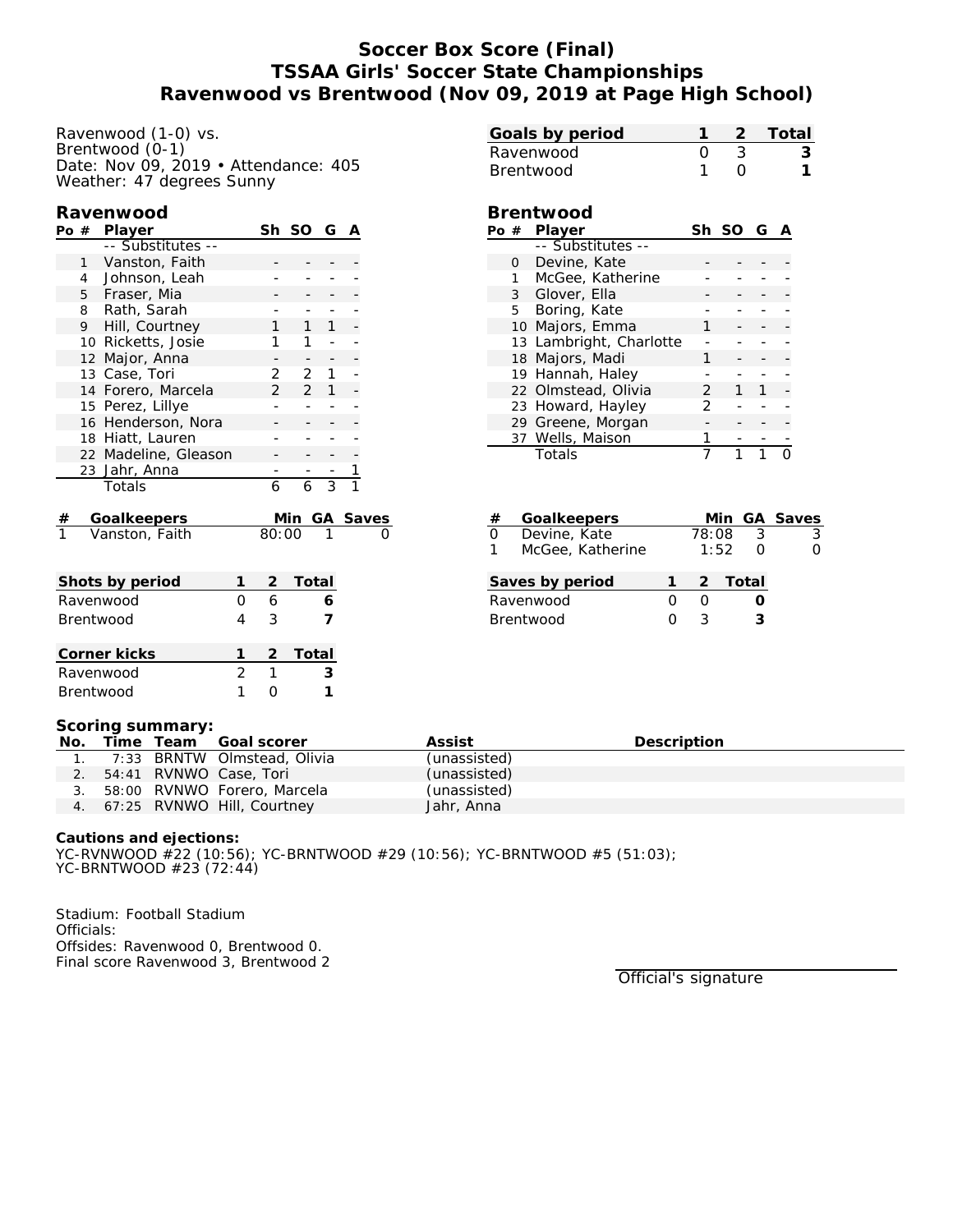# Soccer Box Score (Final)
# TSSAA Girls' Soccer State Championships
# Ravenwood vs Brentwood (Nov 09, 2019 at Page High School)

Ravenwood (1-0) vs.
Brentwood (0-1)
Date: Nov 09, 2019 • Attendance: 405
Weather: 47 degrees Sunny

| Goals by period | 1 | 2 | Total |
|---|---|---|---|
| Ravenwood | 0 | 3 | 3 |
| Brentwood | 1 | 0 | 1 |

## Ravenwood

| Po | # | Player | Sh | SO | G | A |
|---|---|---|---|---|---|---|
| | | -- Substitutes -- | | | | |
| | 1 | Vanston, Faith | - | - | - | - |
| | 4 | Johnson, Leah | - | - | - | - |
| | 5 | Fraser, Mia | - | - | - | - |
| | 8 | Rath, Sarah | - | - | - | - |
| | 9 | Hill, Courtney | 1 | 1 | 1 | - |
| | 10 | Ricketts, Josie | 1 | 1 | - | - |
| | 12 | Major, Anna | - | - | - | - |
| | 13 | Case, Tori | 2 | 2 | 1 | - |
| | 14 | Forero, Marcela | 2 | 2 | 1 | - |
| | 15 | Perez, Lillye | - | - | - | - |
| | 16 | Henderson, Nora | - | - | - | - |
| | 18 | Hiatt, Lauren | - | - | - | - |
| | 22 | Madeline, Gleason | - | - | - | - |
| | 23 | Jahr, Anna | - | - | - | 1 |
| | | Totals | 6 | 6 | 3 | 1 |

| # | Goalkeepers | Min | GA | Saves |
|---|---|---|---|---|
| 1 | Vanston, Faith | 80:00 | 1 | 0 |

## Brentwood

| Po | # | Player | Sh | SO | G | A |
|---|---|---|---|---|---|---|
| | | -- Substitutes -- | | | | |
| | 0 | Devine, Kate | - | - | - | - |
| | 1 | McGee, Katherine | - | - | - | - |
| | 3 | Glover, Ella | - | - | - | - |
| | 5 | Boring, Kate | - | - | - | - |
| | 10 | Majors, Emma | 1 | - | - | - |
| | 13 | Lambright, Charlotte | - | - | - | - |
| | 18 | Majors, Madi | 1 | - | - | - |
| | 19 | Hannah, Haley | - | - | - | - |
| | 22 | Olmstead, Olivia | 2 | 1 | 1 | - |
| | 23 | Howard, Hayley | 2 | - | - | - |
| | 29 | Greene, Morgan | - | - | - | - |
| | 37 | Wells, Maison | 1 | - | - | - |
| | | Totals | 7 | 1 | 1 | 0 |

| # | Goalkeepers | Min | GA | Saves |
|---|---|---|---|---|
| 0 | Devine, Kate | 78:08 | 3 | 3 |
| 1 | McGee, Katherine | 1:52 | 0 | 0 |

| Shots by period | 1 | 2 | Total |
|---|---|---|---|
| Ravenwood | 0 | 6 | 6 |
| Brentwood | 4 | 3 | 7 |

| Saves by period | 1 | 2 | Total |
|---|---|---|---|
| Ravenwood | 0 | 0 | 0 |
| Brentwood | 0 | 3 | 3 |

| Corner kicks | 1 | 2 | Total |
|---|---|---|---|
| Ravenwood | 2 | 1 | 3 |
| Brentwood | 1 | 0 | 1 |

### Scoring summary:

| No. | Time | Team | Goal scorer | Assist | Description |
|---|---|---|---|---|---|
| 1. | 7:33 | BRNTW | Olmstead, Olivia | (unassisted) | |
| 2. | 54:41 | RVNWO | Case, Tori | (unassisted) | |
| 3. | 58:00 | RVNWO | Forero, Marcela | (unassisted) | |
| 4. | 67:25 | RVNWO | Hill, Courtney | Jahr, Anna | |

### Cautions and ejections:

YC-RVNWOOD #22 (10:56); YC-BRNTWOOD #29 (10:56); YC-BRNTWOOD #5 (51:03);
YC-BRNTWOOD #23 (72:44)

Stadium: Football Stadium
Officials:
Offsides: Ravenwood 0, Brentwood 0.
Final score Ravenwood 3, Brentwood 2

Official's signature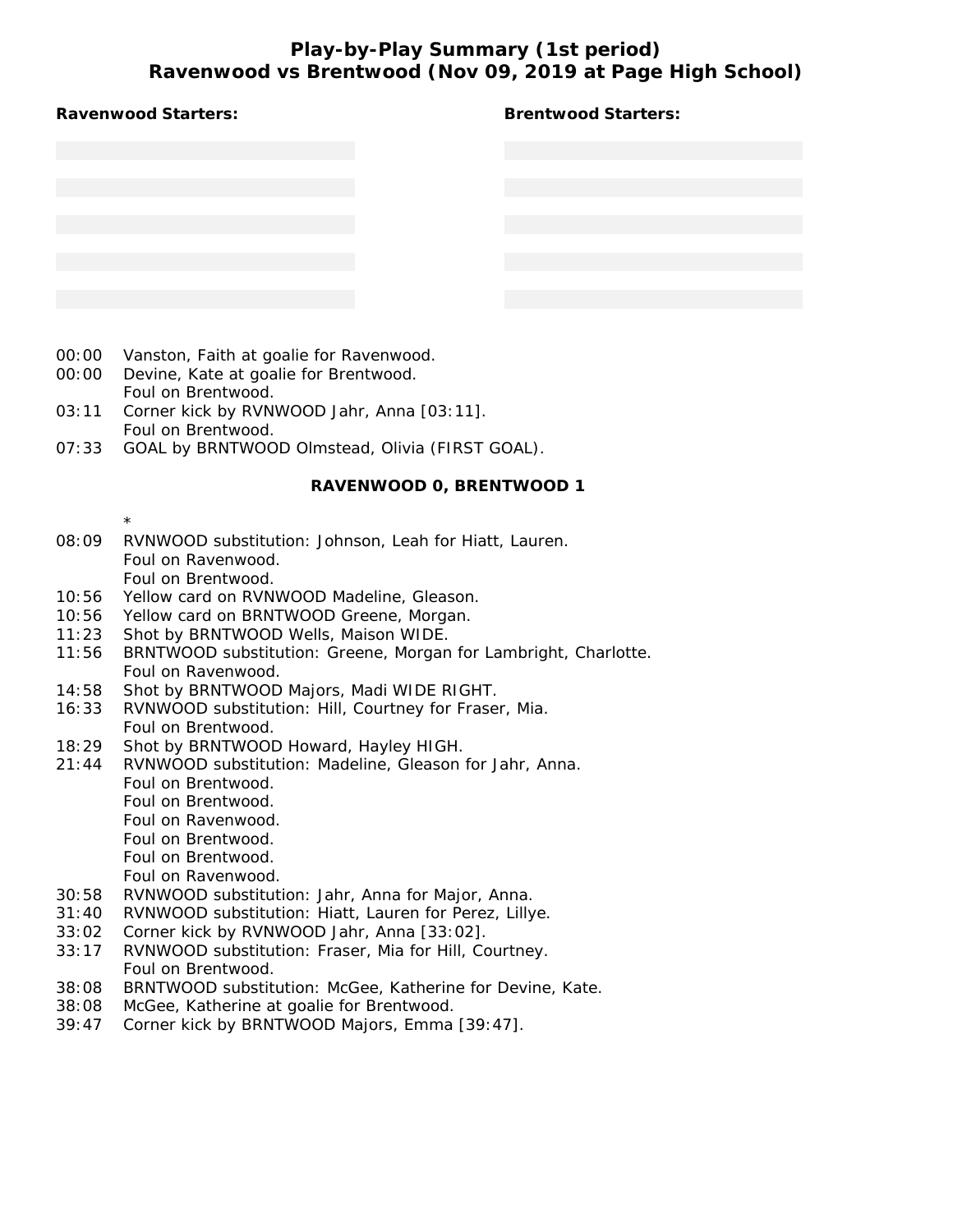# Play-by-Play Summary (1st period)
## Ravenwood vs Brentwood (Nov 09, 2019 at Page High School)

**Ravenwood Starters:**

**Brentwood Starters:**

| Time | Play |
|---|---|
| 00:00 | Vanston, Faith at goalie for Ravenwood. |
| 00:00 | Devine, Kate at goalie for Brentwood. |
| | Foul on Brentwood. |
| 03:11 | Corner kick by RVNWOOD Jahr, Anna [03:11]. |
| | Foul on Brentwood. |
| 07:33 | GOAL by BRNTWOOD Olmstead, Olivia (FIRST GOAL). |

**RAVENWOOD 0, BRENTWOOD 1**

| Time | Play |
|---|---|
| | * |
| 08:09 | RVNWOOD substitution: Johnson, Leah for Hiatt, Lauren. |
| | Foul on Ravenwood. |
| | Foul on Brentwood. |
| 10:56 | Yellow card on RVNWOOD Madeline, Gleason. |
| 10:56 | Yellow card on BRNTWOOD Greene, Morgan. |
| 11:23 | Shot by BRNTWOOD Wells, Maison WIDE. |
| 11:56 | BRNTWOOD substitution: Greene, Morgan for Lambright, Charlotte. |
| | Foul on Ravenwood. |
| 14:58 | Shot by BRNTWOOD Majors, Madi WIDE RIGHT. |
| 16:33 | RVNWOOD substitution: Hill, Courtney for Fraser, Mia. |
| | Foul on Brentwood. |
| 18:29 | Shot by BRNTWOOD Howard, Hayley HIGH. |
| 21:44 | RVNWOOD substitution: Madeline, Gleason for Jahr, Anna. |
| | Foul on Brentwood. |
| | Foul on Brentwood. |
| | Foul on Ravenwood. |
| | Foul on Brentwood. |
| | Foul on Brentwood. |
| | Foul on Ravenwood. |
| 30:58 | RVNWOOD substitution: Jahr, Anna for Major, Anna. |
| 31:40 | RVNWOOD substitution: Hiatt, Lauren for Perez, Lillye. |
| 33:02 | Corner kick by RVNWOOD Jahr, Anna [33:02]. |
| 33:17 | RVNWOOD substitution: Fraser, Mia for Hill, Courtney. |
| | Foul on Brentwood. |
| 38:08 | BRNTWOOD substitution: McGee, Katherine for Devine, Kate. |
| 38:08 | McGee, Katherine at goalie for Brentwood. |
| 39:47 | Corner kick by BRNTWOOD Majors, Emma [39:47]. |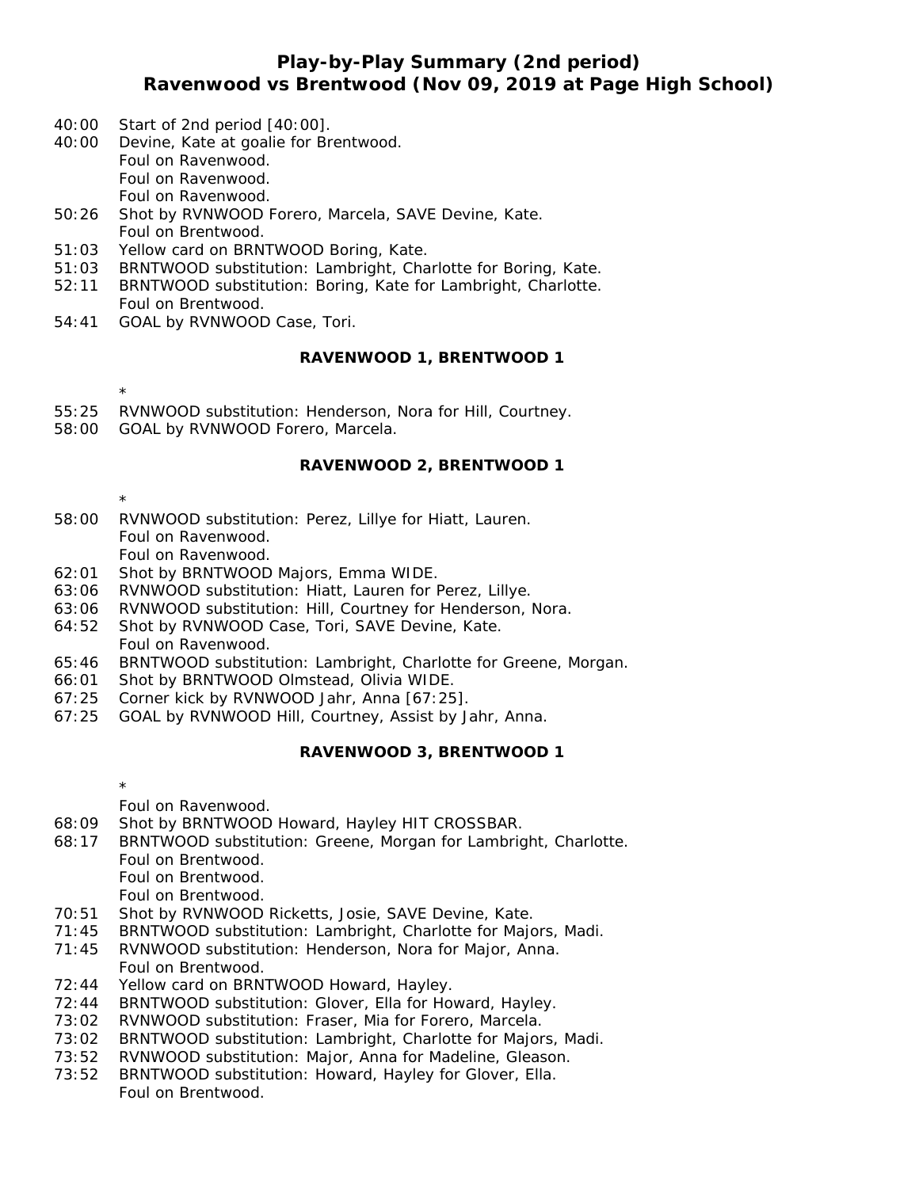# Play-by-Play Summary (2nd period)
# Ravenwood vs Brentwood (Nov 09, 2019 at Page High School)

40:00 Start of 2nd period [40:00].
40:00 Devine, Kate at goalie for Brentwood.
Foul on Ravenwood.
Foul on Ravenwood.
Foul on Ravenwood.
50:26 Shot by RVNWOOD Forero, Marcela, SAVE Devine, Kate.
Foul on Brentwood.
51:03 Yellow card on BRNTWOOD Boring, Kate.
51:03 BRNTWOOD substitution: Lambright, Charlotte for Boring, Kate.
52:11 BRNTWOOD substitution: Boring, Kate for Lambright, Charlotte.
Foul on Brentwood.
54:41 GOAL by RVNWOOD Case, Tori.

**RAVENWOOD 1, BRENTWOOD 1**

*

55:25 RVNWOOD substitution: Henderson, Nora for Hill, Courtney.
58:00 GOAL by RVNWOOD Forero, Marcela.

**RAVENWOOD 2, BRENTWOOD 1**

*

58:00 RVNWOOD substitution: Perez, Lillye for Hiatt, Lauren.
Foul on Ravenwood.
Foul on Ravenwood.
62:01 Shot by BRNTWOOD Majors, Emma WIDE.
63:06 RVNWOOD substitution: Hiatt, Lauren for Perez, Lillye.
63:06 RVNWOOD substitution: Hill, Courtney for Henderson, Nora.
64:52 Shot by RVNWOOD Case, Tori, SAVE Devine, Kate.
Foul on Ravenwood.
65:46 BRNTWOOD substitution: Lambright, Charlotte for Greene, Morgan.
66:01 Shot by BRNTWOOD Olmstead, Olivia WIDE.
67:25 Corner kick by RVNWOOD Jahr, Anna [67:25].
67:25 GOAL by RVNWOOD Hill, Courtney, Assist by Jahr, Anna.

**RAVENWOOD 3, BRENTWOOD 1**

*

Foul on Ravenwood.
68:09 Shot by BRNTWOOD Howard, Hayley HIT CROSSBAR.
68:17 BRNTWOOD substitution: Greene, Morgan for Lambright, Charlotte.
Foul on Brentwood.
Foul on Brentwood.
Foul on Brentwood.
70:51 Shot by RVNWOOD Ricketts, Josie, SAVE Devine, Kate.
71:45 BRNTWOOD substitution: Lambright, Charlotte for Majors, Madi.
71:45 RVNWOOD substitution: Henderson, Nora for Major, Anna.
Foul on Brentwood.
72:44 Yellow card on BRNTWOOD Howard, Hayley.
72:44 BRNTWOOD substitution: Glover, Ella for Howard, Hayley.
73:02 RVNWOOD substitution: Fraser, Mia for Forero, Marcela.
73:02 BRNTWOOD substitution: Lambright, Charlotte for Majors, Madi.
73:52 RVNWOOD substitution: Major, Anna for Madeline, Gleason.
73:52 BRNTWOOD substitution: Howard, Hayley for Glover, Ella.
Foul on Brentwood.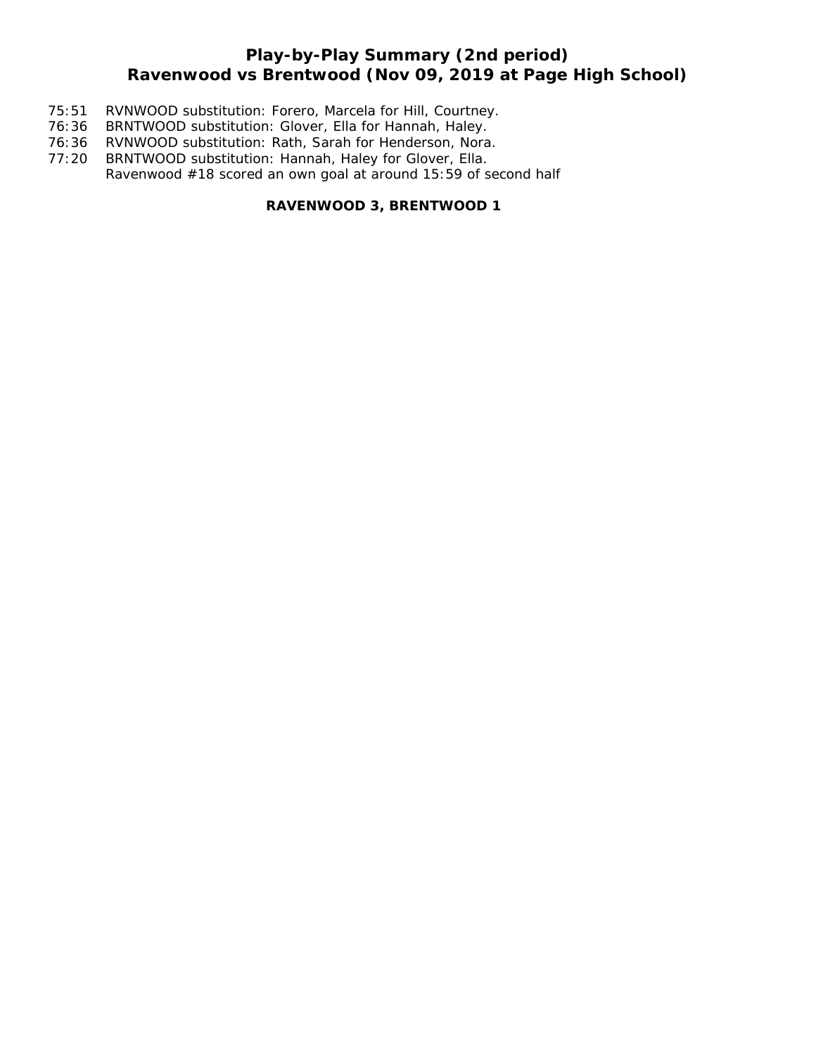## Play-by-Play Summary (2nd period)
## Ravenwood vs Brentwood (Nov 09, 2019 at Page High School)

75:51 RVNWOOD substitution: Forero, Marcela for Hill, Courtney.
76:36 BRNTWOOD substitution: Glover, Ella for Hannah, Haley.
76:36 RVNWOOD substitution: Rath, Sarah for Henderson, Nora.
77:20 BRNTWOOD substitution: Hannah, Haley for Glover, Ella.
Ravenwood #18 scored an own goal at around 15:59 of second half

**RAVENWOOD 3, BRENTWOOD 1**